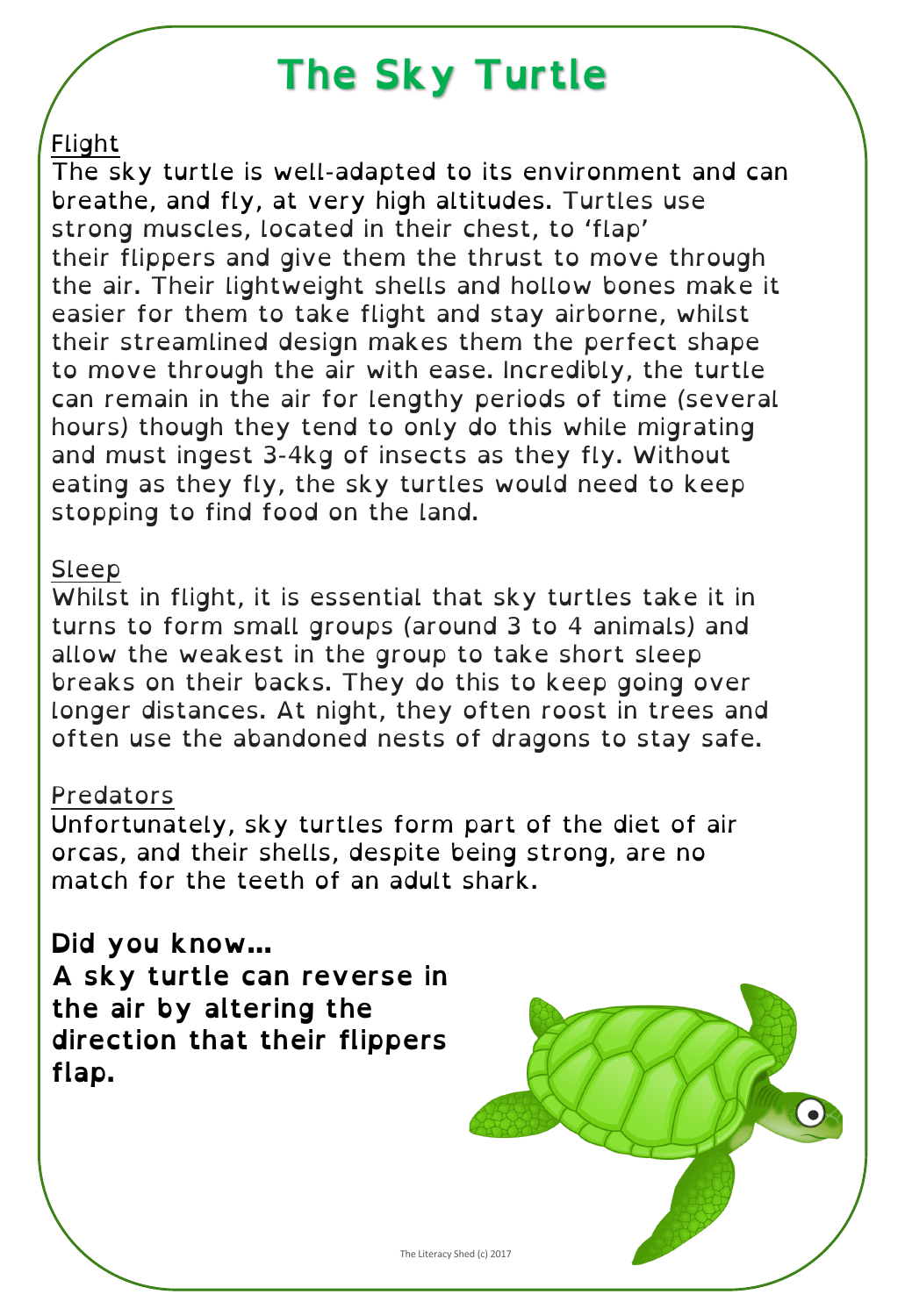# The Sky Turtle

## Flight

The sky turtle is well-adapted to its environment and can breathe, and fly, at very high altitudes. Turtles use strong muscles, located in their chest, to 'flap' their flippers and give them the thrust to move through the air. Their lightweight shells and hollow bones make it easier for them to take flight and stay airborne, whilst their streamlined design makes them the perfect shape to move through the air with ease. Incredibly, the turtle can remain in the air for lengthy periods of time (several hours) though they tend to only do this while migrating and must ingest 3-4kg of insects as they fly. Without eating as they fly, the sky turtles would need to keep stopping to find food on the land.

## Sleep

Whilst in flight, it is essential that sky turtles take it in turns to form small groups (around 3 to 4 animals) and allow the weakest in the group to take short sleep breaks on their backs. They do this to keep going over longer distances. At night, they often roost in trees and often use the abandoned nests of dragons to stay safe.

## Predators

Unfortunately, sky turtles form part of the diet of air orcas, and their shells, despite being strong, are no match for the teeth of an adult shark.

**Did you know…**
**A sky turtle can reverse in the air by altering the direction that their flippers flap.**

The Literacy Shed (c) 2017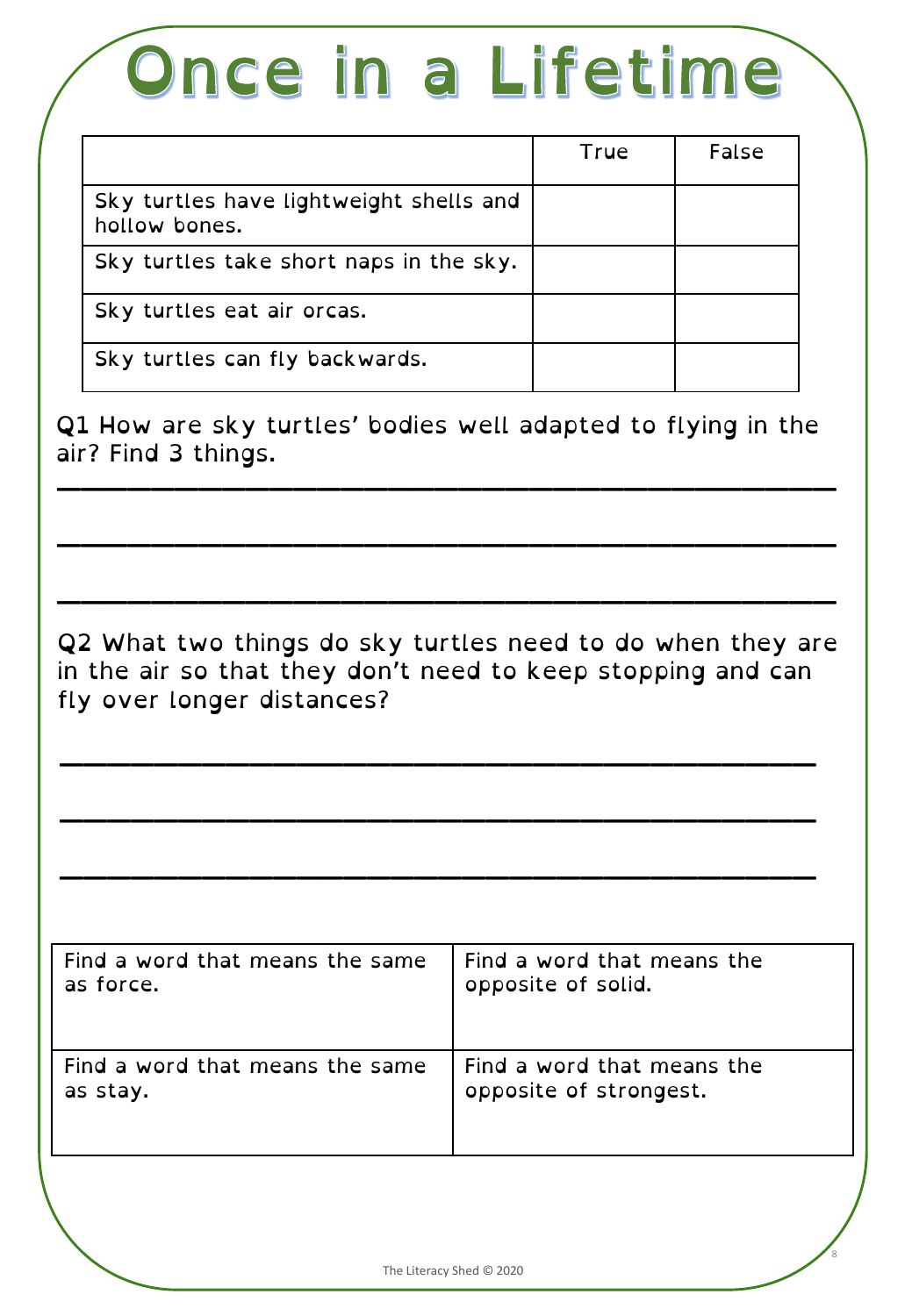# Once in a Lifetime

| | True | False |
|---|---|---|
| Sky turtles have lightweight shells and hollow bones. | | |
| Sky turtles take short naps in the sky. | | |
| Sky turtles eat air orcas. | | |
| Sky turtles can fly backwards. | | |

Q1 How are sky turtles' bodies well adapted to flying in the air? Find 3 things.

______________________________________________

______________________________________________

______________________________________________

Q2 What two things do sky turtles need to do when they are in the air so that they don't need to keep stopping and can fly over longer distances?

______________________________________________

______________________________________________

______________________________________________

| | |
|---|---|
| Find a word that means the same as force. | Find a word that means the opposite of solid. |
| Find a word that means the same as stay. | Find a word that means the opposite of strongest. |

The Literacy Shed © 2020